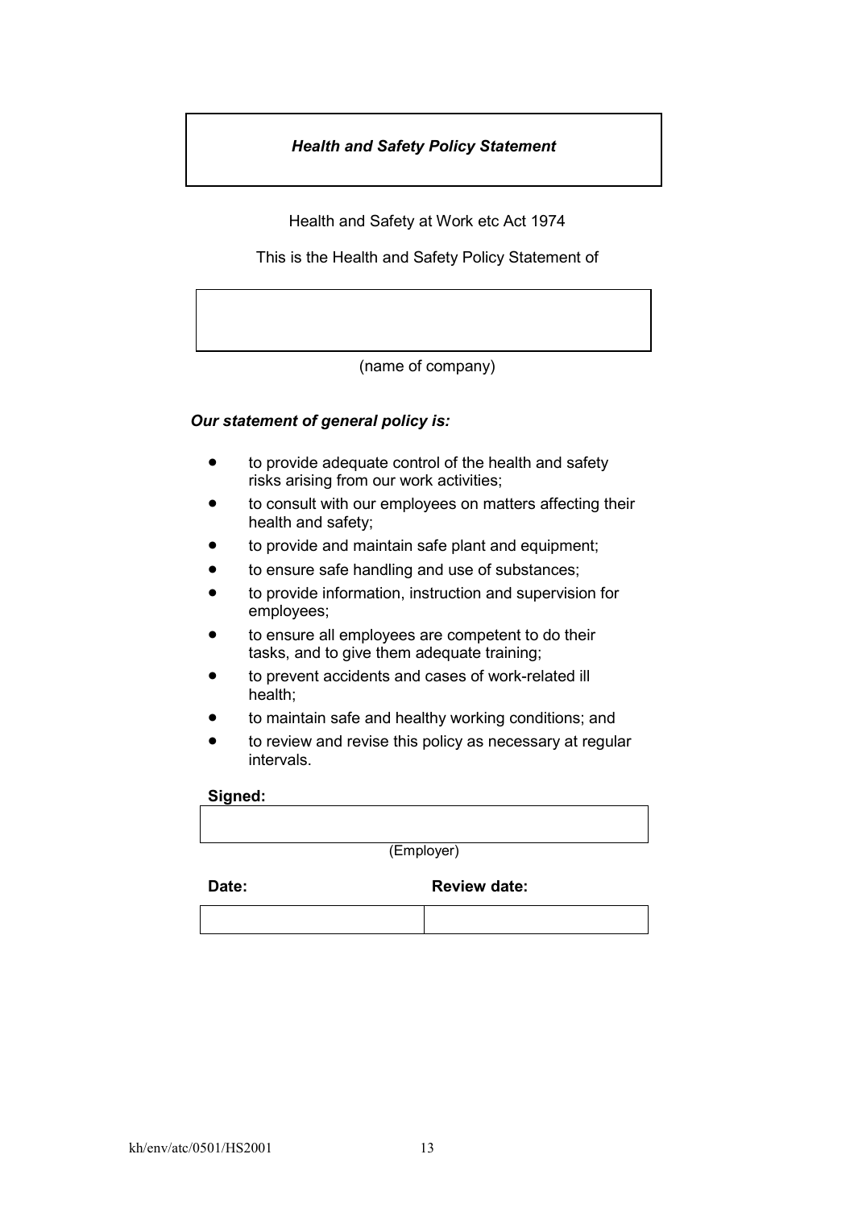# *Health and Safety Policy Statement*

Health and Safety at Work etc Act 1974

This is the Health and Safety Policy Statement of

| |
|---|
| |

(name of company)

***Our statement of general policy is:***

- to provide adequate control of the health and safety risks arising from our work activities;
- to consult with our employees on matters affecting their health and safety;
- to provide and maintain safe plant and equipment;
- to ensure safe handling and use of substances;
- to provide information, instruction and supervision for employees;
- to ensure all employees are competent to do their tasks, and to give them adequate training;
- to prevent accidents and cases of work-related ill health;
- to maintain safe and healthy working conditions; and
- to review and revise this policy as necessary at regular intervals.

**Signed:**

| |
|---|
| |

(Employer)

| **Date:** | **Review date:** |
|---|---|
| | |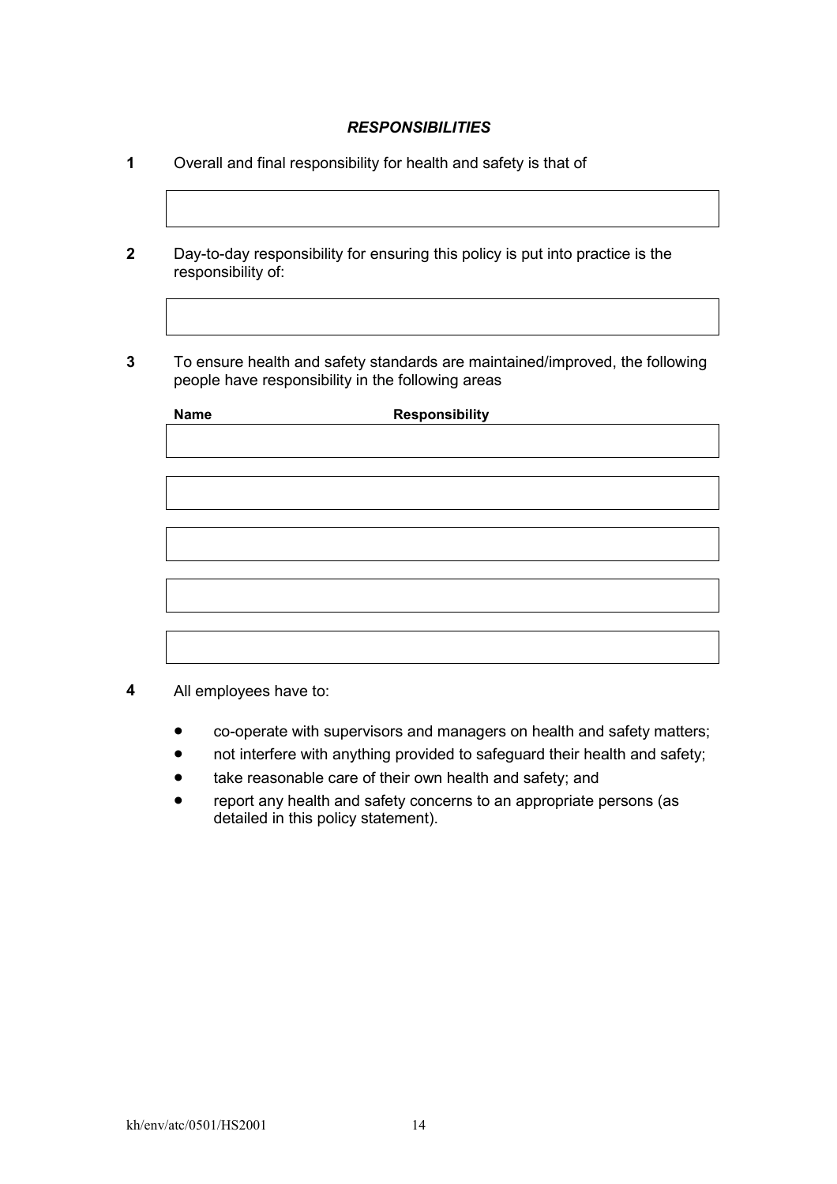## *RESPONSIBILITIES*

**1** Overall and final responsibility for health and safety is that of

| |
|---|
| |

**2** Day-to-day responsibility for ensuring this policy is put into practice is the responsibility of:

| |
|---|
| |

**3** To ensure health and safety standards are maintained/improved, the following people have responsibility in the following areas

| **Name** | **Responsibility** |
|---|---|
| | |
| | |
| | |
| | |
| | |

**4** All employees have to:

- co-operate with supervisors and managers on health and safety matters;
- not interfere with anything provided to safeguard their health and safety;
- take reasonable care of their own health and safety; and
- report any health and safety concerns to an appropriate persons (as detailed in this policy statement).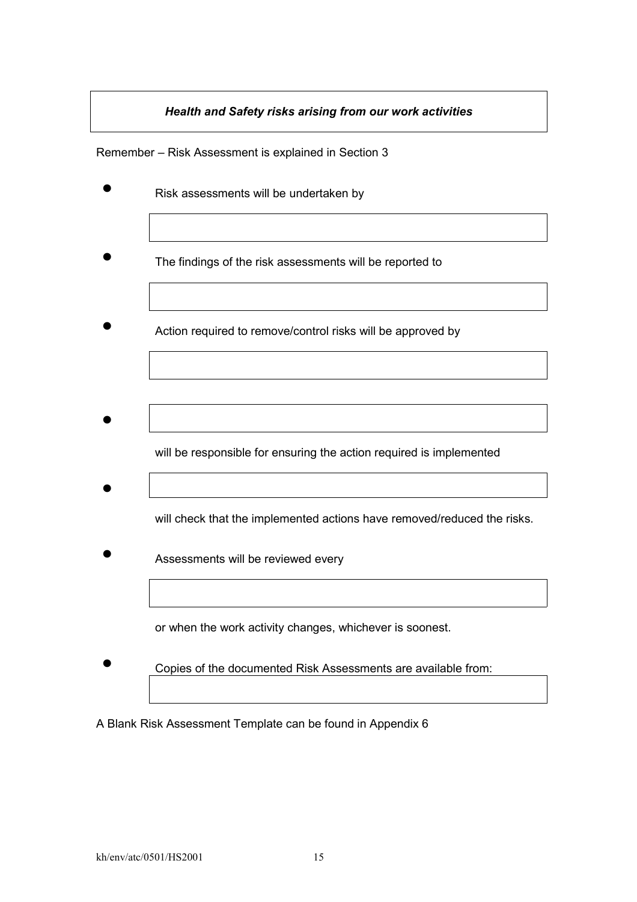***Health and Safety risks arising from our work activities***

Remember – Risk Assessment is explained in Section 3

- Risk assessments will be undertaken by

  | |
  |---|
  | |

- The findings of the risk assessments will be reported to

  | |
  |---|
  | |

- Action required to remove/control risks will be approved by

  | |
  |---|
  | |

- | |
  |---|
  | |

  will be responsible for ensuring the action required is implemented

- | |
  |---|
  | |

  will check that the implemented actions have removed/reduced the risks.

- Assessments will be reviewed every

  | |
  |---|
  | |

  or when the work activity changes, whichever is soonest.

- Copies of the documented Risk Assessments are available from:

  | |
  |---|
  | |

A Blank Risk Assessment Template can be found in Appendix 6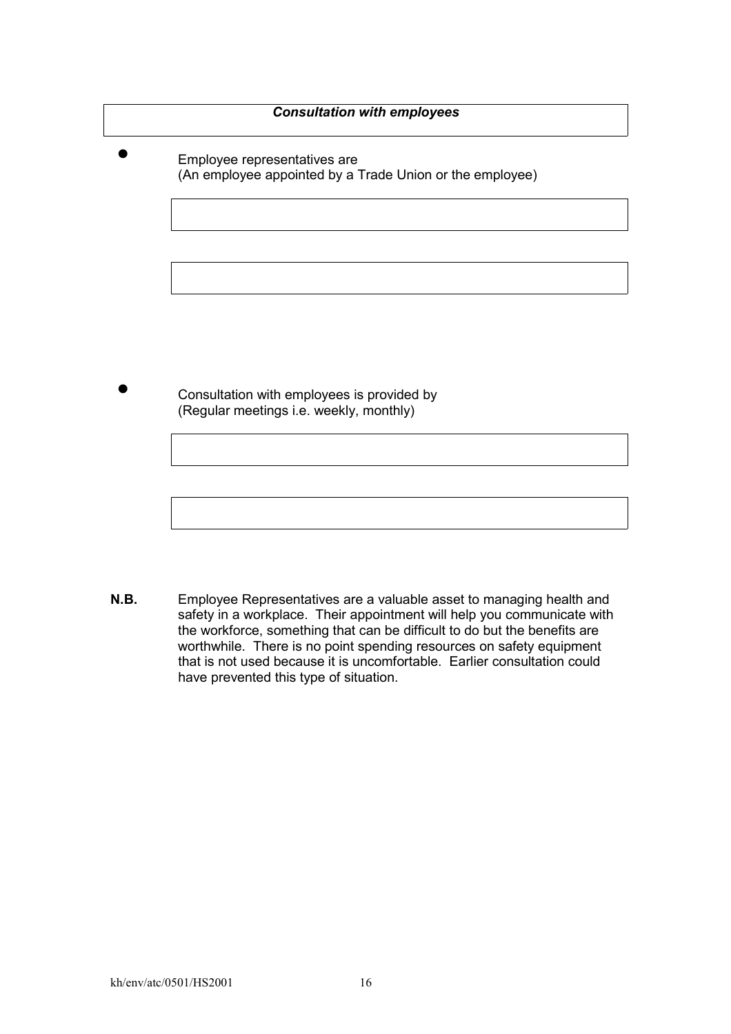***Consultation with employees***

- Employee representatives are
  (An employee appointed by a Trade Union or the employee)

- Consultation with employees is provided by
  (Regular meetings i.e. weekly, monthly)

**N.B.** Employee Representatives are a valuable asset to managing health and safety in a workplace. Their appointment will help you communicate with the workforce, something that can be difficult to do but the benefits are worthwhile. There is no point spending resources on safety equipment that is not used because it is uncomfortable. Earlier consultation could have prevented this type of situation.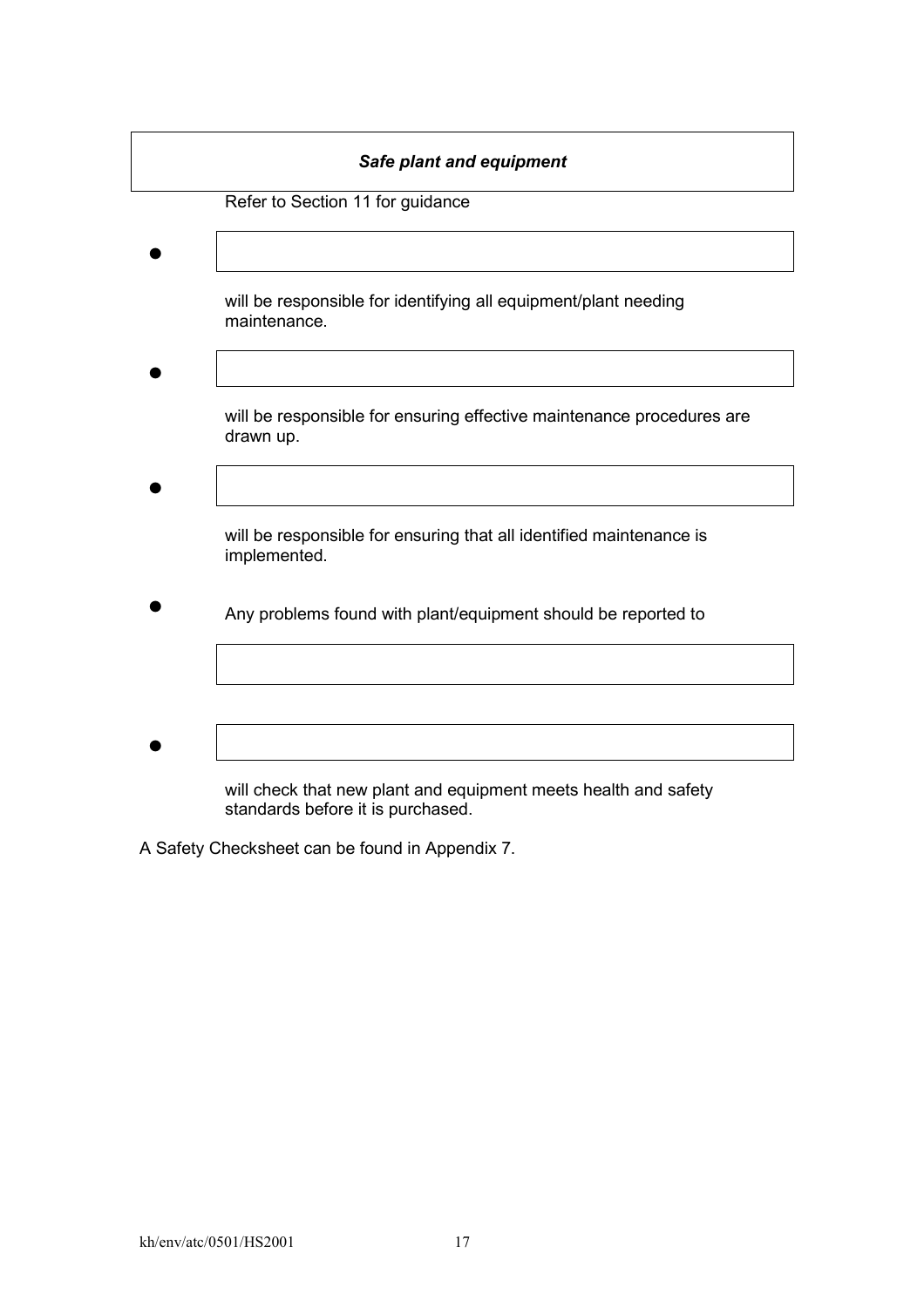***Safe plant and equipment***

Refer to Section 11 for guidance

- \_\_\_\_\_\_\_\_\_\_\_\_\_\_\_\_\_\_\_\_\_\_\_\_\_\_\_\_\_\_

  will be responsible for identifying all equipment/plant needing maintenance.

- \_\_\_\_\_\_\_\_\_\_\_\_\_\_\_\_\_\_\_\_\_\_\_\_\_\_\_\_\_\_

  will be responsible for ensuring effective maintenance procedures are drawn up.

- \_\_\_\_\_\_\_\_\_\_\_\_\_\_\_\_\_\_\_\_\_\_\_\_\_\_\_\_\_\_

  will be responsible for ensuring that all identified maintenance is implemented.

- Any problems found with plant/equipment should be reported to

  \_\_\_\_\_\_\_\_\_\_\_\_\_\_\_\_\_\_\_\_\_\_\_\_\_\_\_\_\_\_

- \_\_\_\_\_\_\_\_\_\_\_\_\_\_\_\_\_\_\_\_\_\_\_\_\_\_\_\_\_\_

  will check that new plant and equipment meets health and safety standards before it is purchased.

A Safety Checksheet can be found in Appendix 7.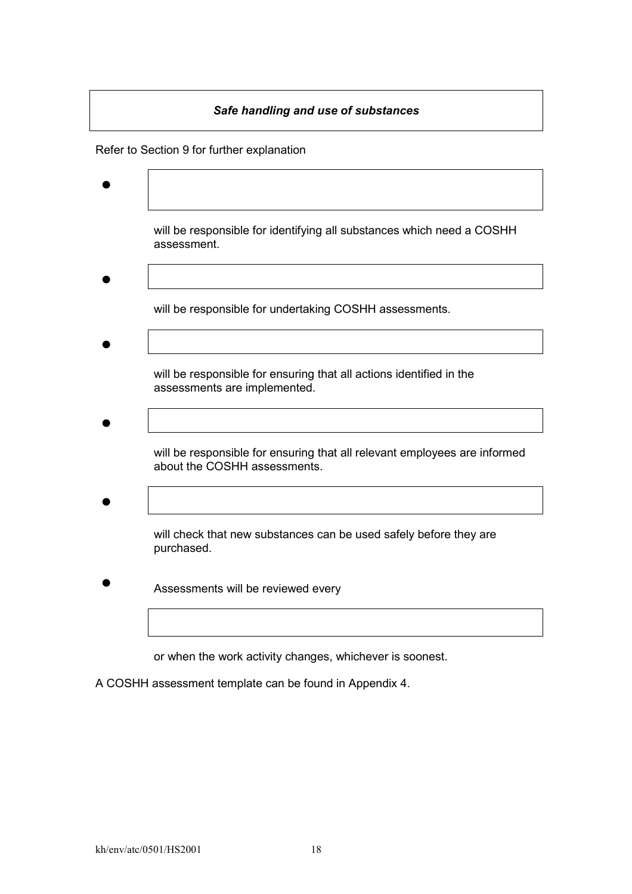***Safe handling and use of substances***

Refer to Section 9 for further explanation

- ______________________

  will be responsible for identifying all substances which need a COSHH assessment.

- ______________________

  will be responsible for undertaking COSHH assessments.

- ______________________

  will be responsible for ensuring that all actions identified in the assessments are implemented.

- ______________________

  will be responsible for ensuring that all relevant employees are informed about the COSHH assessments.

- ______________________

  will check that new substances can be used safely before they are purchased.

- Assessments will be reviewed every

  ______________________

  or when the work activity changes, whichever is soonest.

A COSHH assessment template can be found in Appendix 4.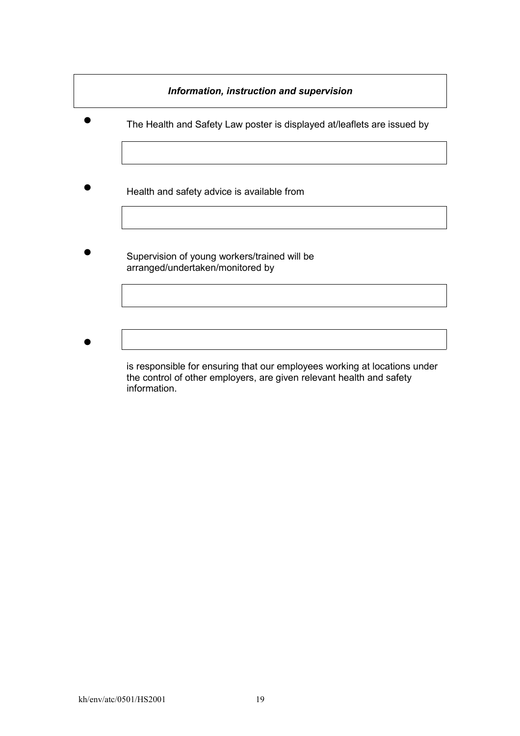***Information, instruction and supervision***

- The Health and Safety Law poster is displayed at/leaflets are issued by

- Health and safety advice is available from

- Supervision of young workers/trained will be arranged/undertaken/monitored by

- is responsible for ensuring that our employees working at locations under the control of other employers, are given relevant health and safety information.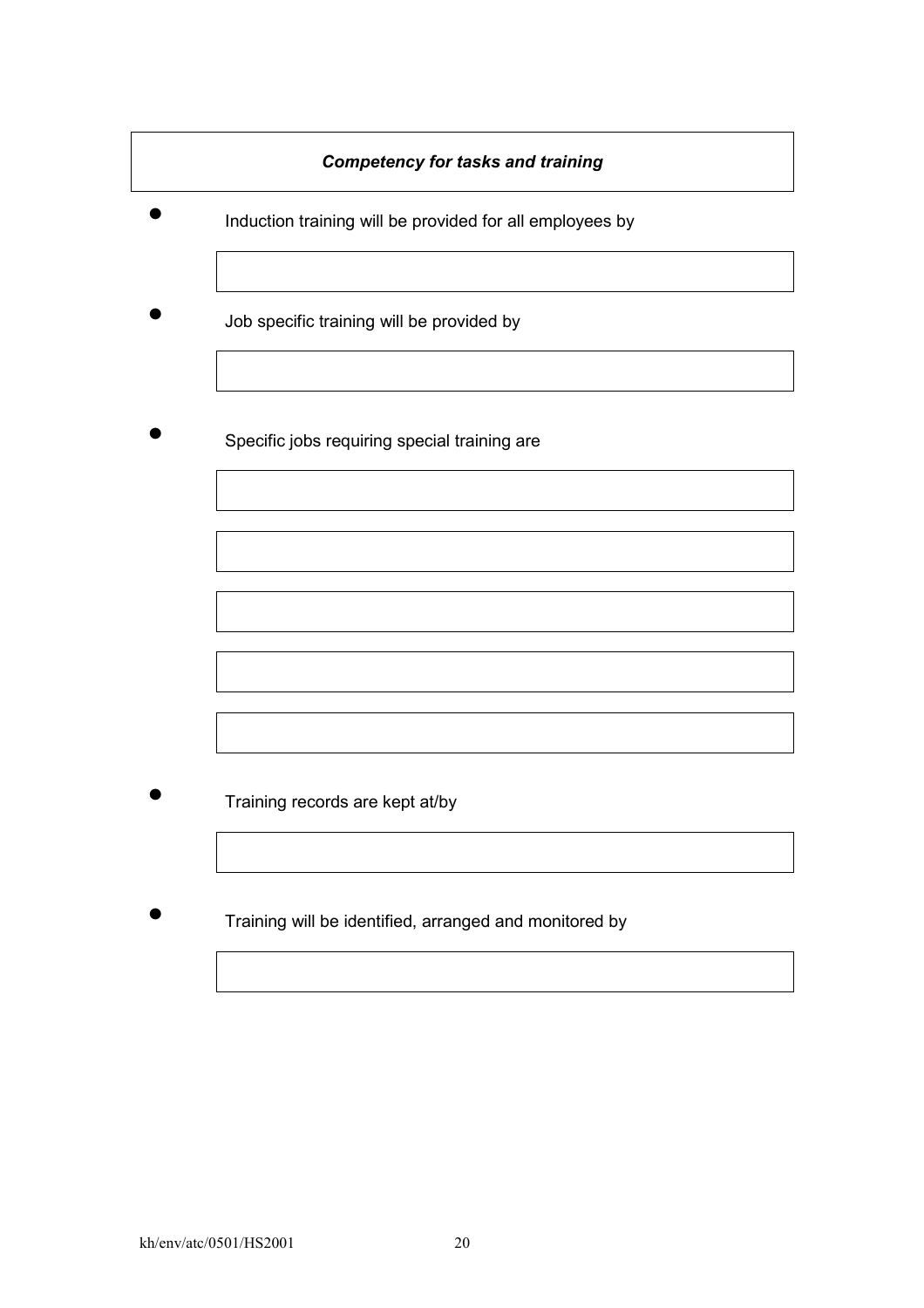***Competency for tasks and training***

- Induction training will be provided for all employees by

- Job specific training will be provided by

- Specific jobs requiring special training are

- Training records are kept at/by

- Training will be identified, arranged and monitored by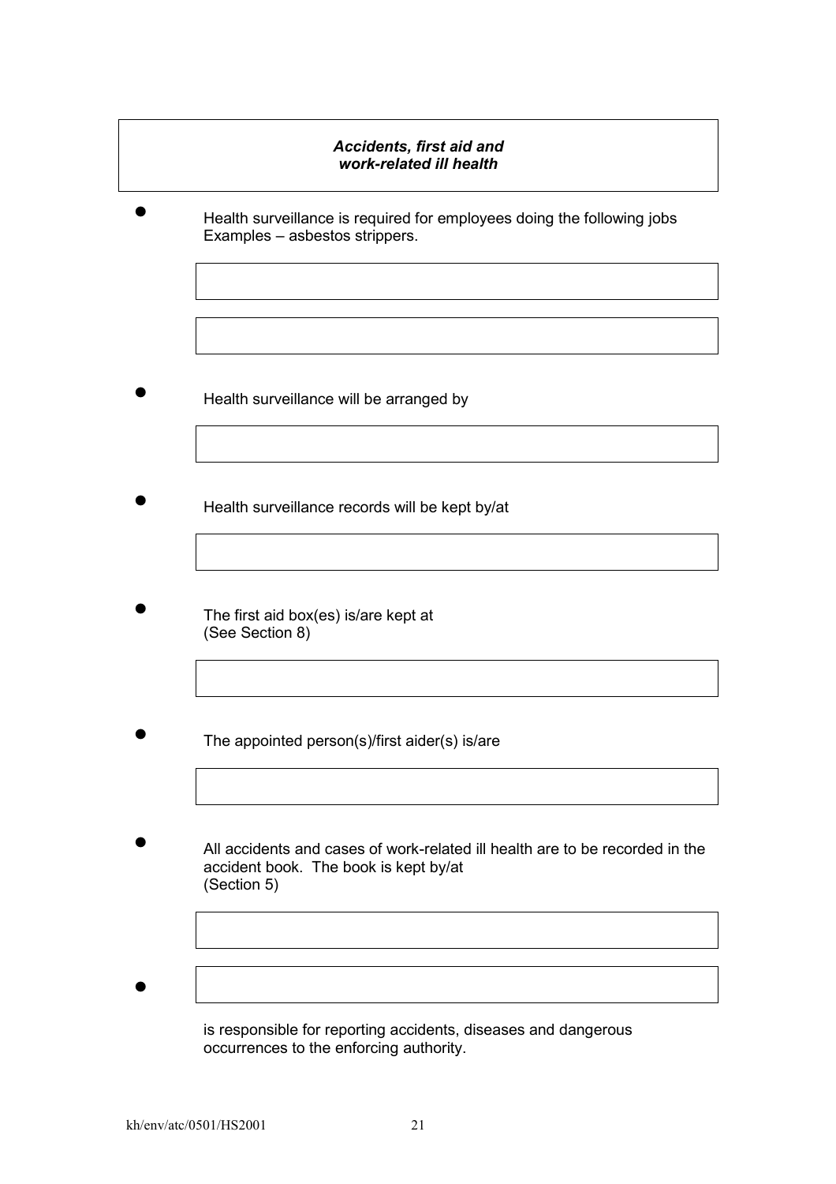***Accidents, first aid and work-related ill health***

- Health surveillance is required for employees doing the following jobs
  Examples – asbestos strippers.

- Health surveillance will be arranged by

- Health surveillance records will be kept by/at

- The first aid box(es) is/are kept at
  (See Section 8)

- The appointed person(s)/first aider(s) is/are

- All accidents and cases of work-related ill health are to be recorded in the accident book. The book is kept by/at
  (Section 5)

- is responsible for reporting accidents, diseases and dangerous occurrences to the enforcing authority.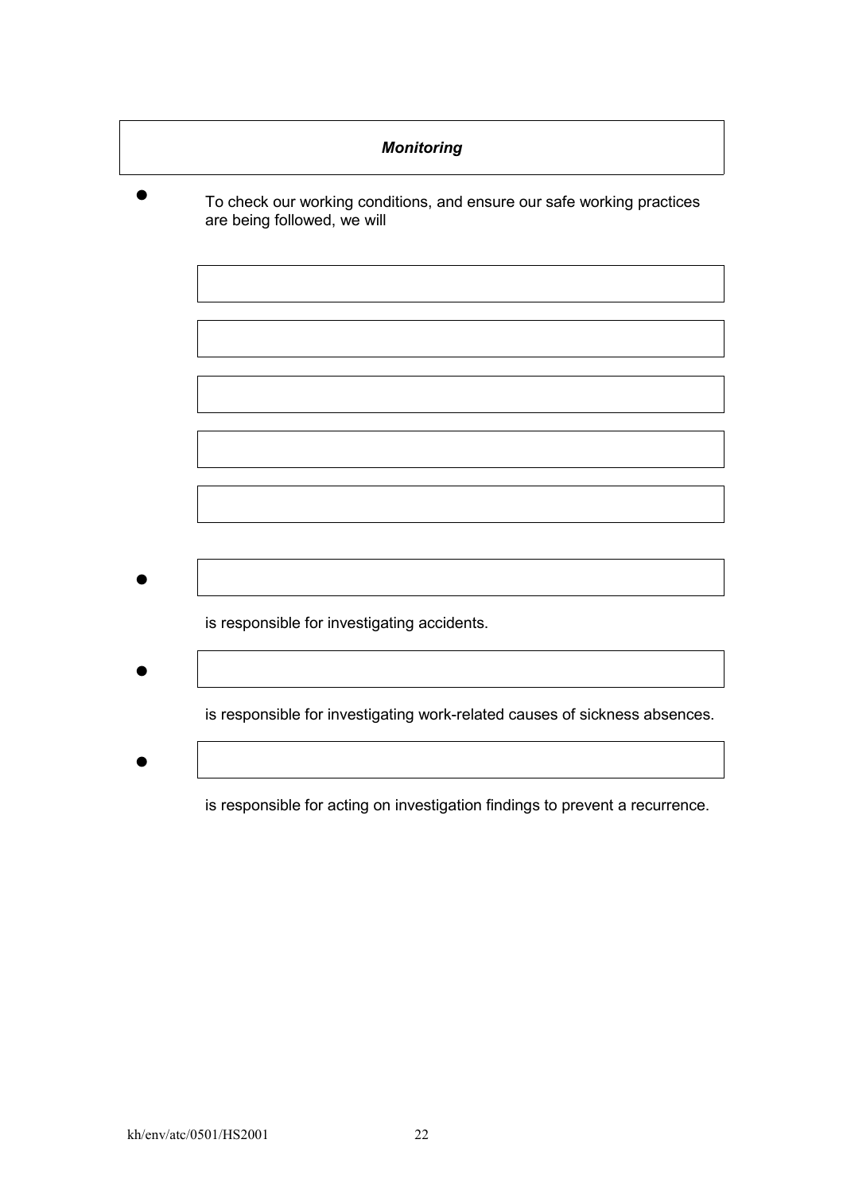***Monitoring***

- To check our working conditions, and ensure our safe working practices are being followed, we will

- is responsible for investigating accidents.

- is responsible for investigating work-related causes of sickness absences.

- is responsible for acting on investigation findings to prevent a recurrence.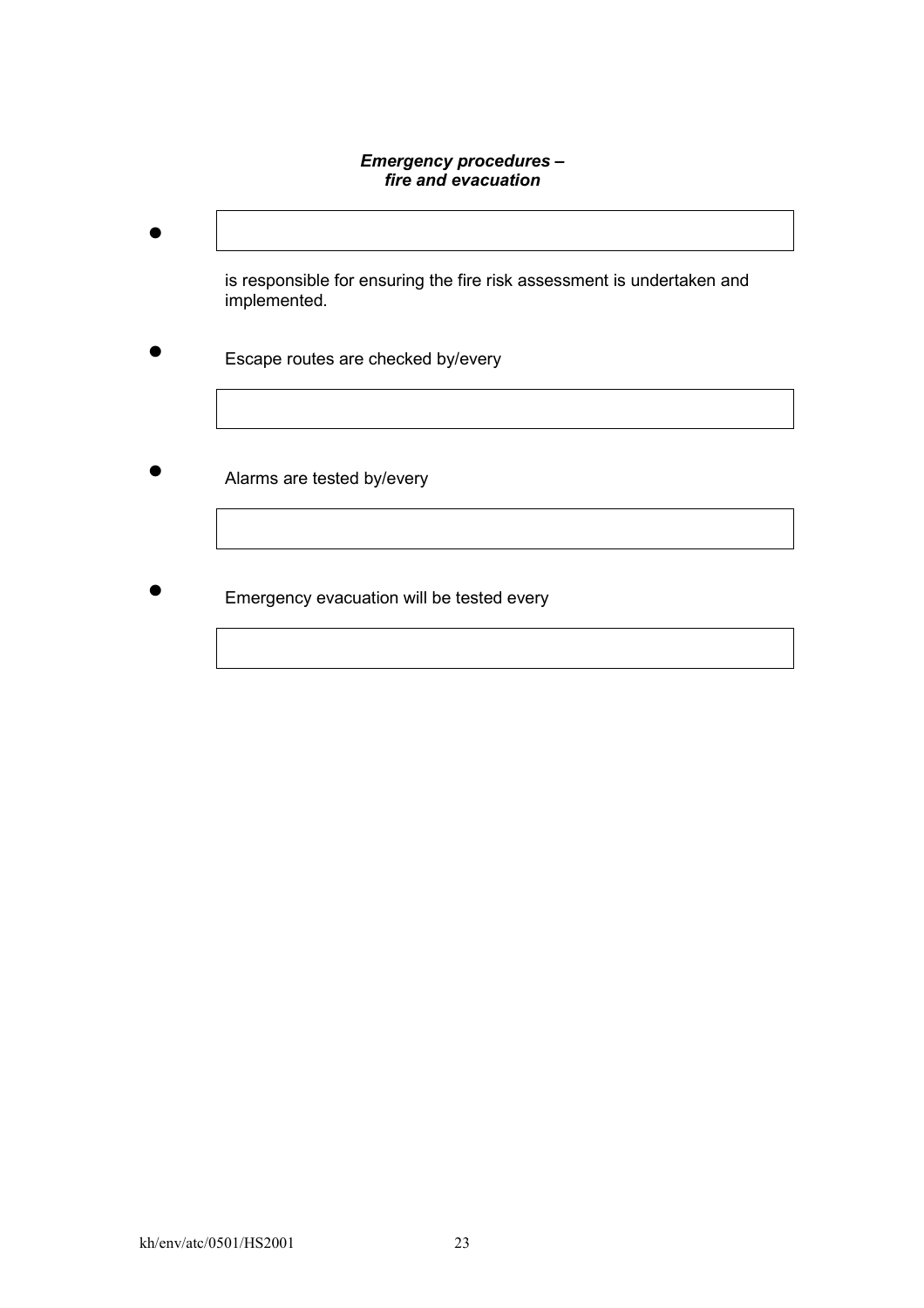***Emergency procedures – fire and evacuation***

- ____________________

  is responsible for ensuring the fire risk assessment is undertaken and implemented.

- Escape routes are checked by/every

  ____________________

- Alarms are tested by/every

  ____________________

- Emergency evacuation will be tested every

  ____________________